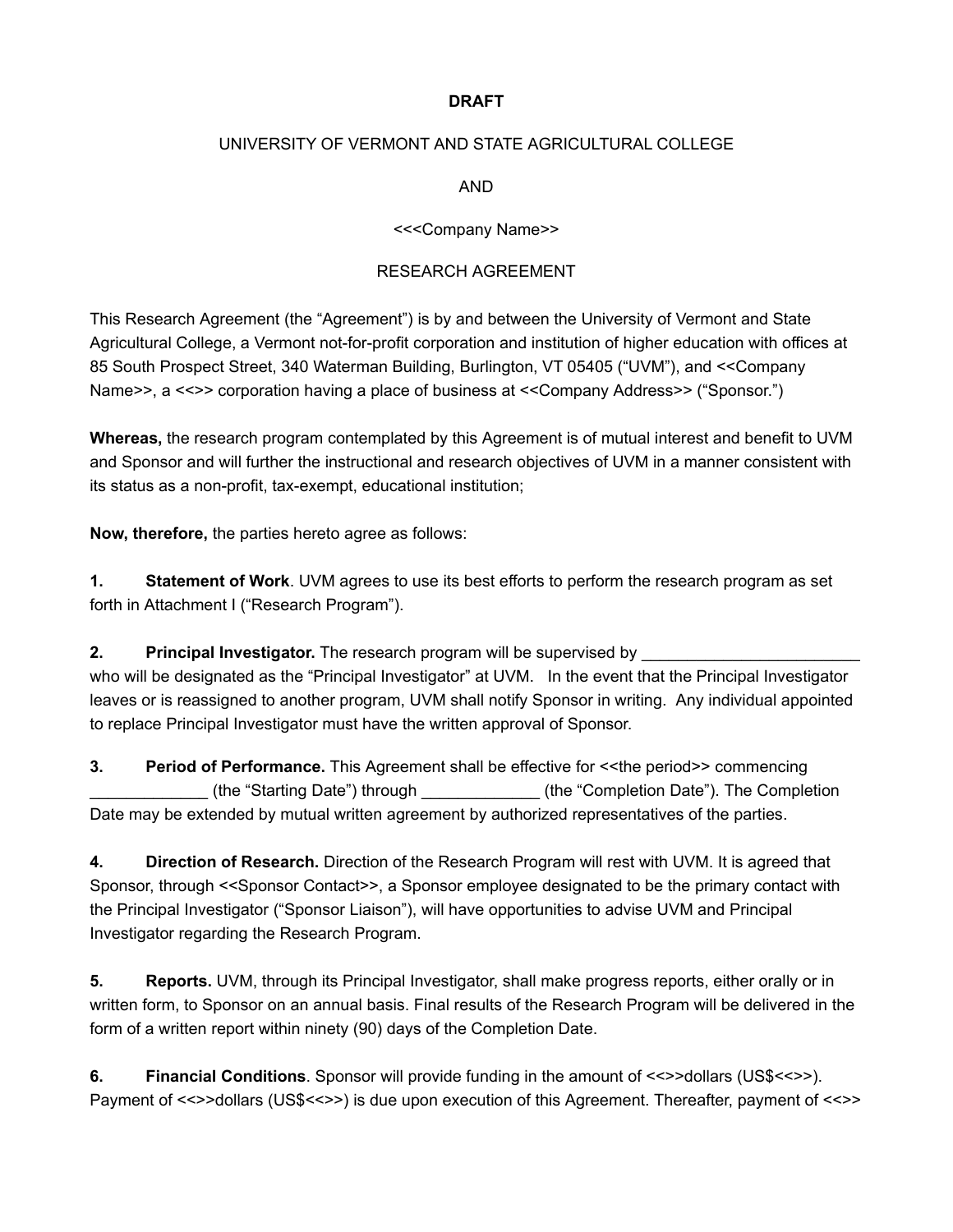**DRAFT**

UNIVERSITY OF VERMONT AND STATE AGRICULTURAL COLLEGE

AND

<<<Company Name>>

RESEARCH AGREEMENT

This Research Agreement (the "Agreement") is by and between the University of Vermont and State Agricultural College, a Vermont not-for-profit corporation and institution of higher education with offices at 85 South Prospect Street, 340 Waterman Building, Burlington, VT 05405 ("UVM"), and <<Company Name>>, a <<>> corporation having a place of business at <<Company Address>> ("Sponsor.")

**Whereas,** the research program contemplated by this Agreement is of mutual interest and benefit to UVM and Sponsor and will further the instructional and research objectives of UVM in a manner consistent with its status as a non-profit, tax-exempt, educational institution;

**Now, therefore,** the parties hereto agree as follows:

**1. Statement of Work**. UVM agrees to use its best efforts to perform the research program as set forth in Attachment I ("Research Program").

**2. Principal Investigator.** The research program will be supervised by ________________________ who will be designated as the "Principal Investigator" at UVM. In the event that the Principal Investigator leaves or is reassigned to another program, UVM shall notify Sponsor in writing. Any individual appointed to replace Principal Investigator must have the written approval of Sponsor.

**3. Period of Performance.** This Agreement shall be effective for <<the period>> commencing _____________ (the "Starting Date") through _____________ (the "Completion Date"). The Completion Date may be extended by mutual written agreement by authorized representatives of the parties.

**4. Direction of Research.** Direction of the Research Program will rest with UVM. It is agreed that Sponsor, through <<Sponsor Contact>>, a Sponsor employee designated to be the primary contact with the Principal Investigator ("Sponsor Liaison"), will have opportunities to advise UVM and Principal Investigator regarding the Research Program.

**5. Reports.** UVM, through its Principal Investigator, shall make progress reports, either orally or in written form, to Sponsor on an annual basis. Final results of the Research Program will be delivered in the form of a written report within ninety (90) days of the Completion Date.

**6. Financial Conditions**. Sponsor will provide funding in the amount of <<>>dollars (US$<<>>). Payment of <<>>dollars (US$<<>>) is due upon execution of this Agreement. Thereafter, payment of <<>>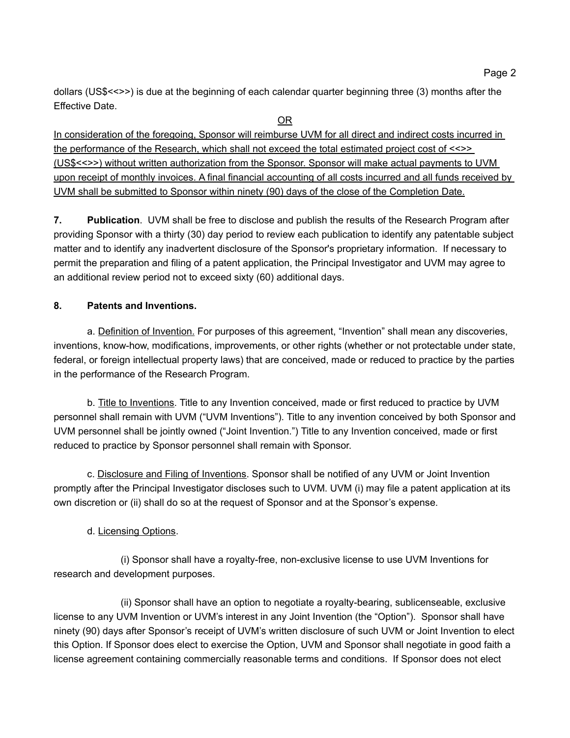dollars (US$<<>>) is due at the beginning of each calendar quarter beginning three (3) months after the Effective Date.

<u>OR</u>

<u>In consideration of the foregoing, Sponsor will reimburse UVM for all direct and indirect costs incurred in the performance of the Research, which shall not exceed the total estimated project cost of <<>> (US$<<>>) without written authorization from the Sponsor. Sponsor will make actual payments to UVM upon receipt of monthly invoices. A final financial accounting of all costs incurred and all funds received by UVM shall be submitted to Sponsor within ninety (90) days of the close of the Completion Date.</u>

**7. Publication**. UVM shall be free to disclose and publish the results of the Research Program after providing Sponsor with a thirty (30) day period to review each publication to identify any patentable subject matter and to identify any inadvertent disclosure of the Sponsor's proprietary information. If necessary to permit the preparation and filing of a patent application, the Principal Investigator and UVM may agree to an additional review period not to exceed sixty (60) additional days.

**8. Patents and Inventions.**

a. <u>Definition of Invention.</u> For purposes of this agreement, "Invention" shall mean any discoveries, inventions, know-how, modifications, improvements, or other rights (whether or not protectable under state, federal, or foreign intellectual property laws) that are conceived, made or reduced to practice by the parties in the performance of the Research Program.

b. <u>Title to Inventions</u>. Title to any Invention conceived, made or first reduced to practice by UVM personnel shall remain with UVM ("UVM Inventions"). Title to any invention conceived by both Sponsor and UVM personnel shall be jointly owned ("Joint Invention.") Title to any Invention conceived, made or first reduced to practice by Sponsor personnel shall remain with Sponsor.

c. <u>Disclosure and Filing of Inventions</u>. Sponsor shall be notified of any UVM or Joint Invention promptly after the Principal Investigator discloses such to UVM. UVM (i) may file a patent application at its own discretion or (ii) shall do so at the request of Sponsor and at the Sponsor's expense.

d. <u>Licensing Options</u>.

(i) Sponsor shall have a royalty-free, non-exclusive license to use UVM Inventions for research and development purposes.

(ii) Sponsor shall have an option to negotiate a royalty-bearing, sublicenseable, exclusive license to any UVM Invention or UVM's interest in any Joint Invention (the "Option"). Sponsor shall have ninety (90) days after Sponsor's receipt of UVM's written disclosure of such UVM or Joint Invention to elect this Option. If Sponsor does elect to exercise the Option, UVM and Sponsor shall negotiate in good faith a license agreement containing commercially reasonable terms and conditions. If Sponsor does not elect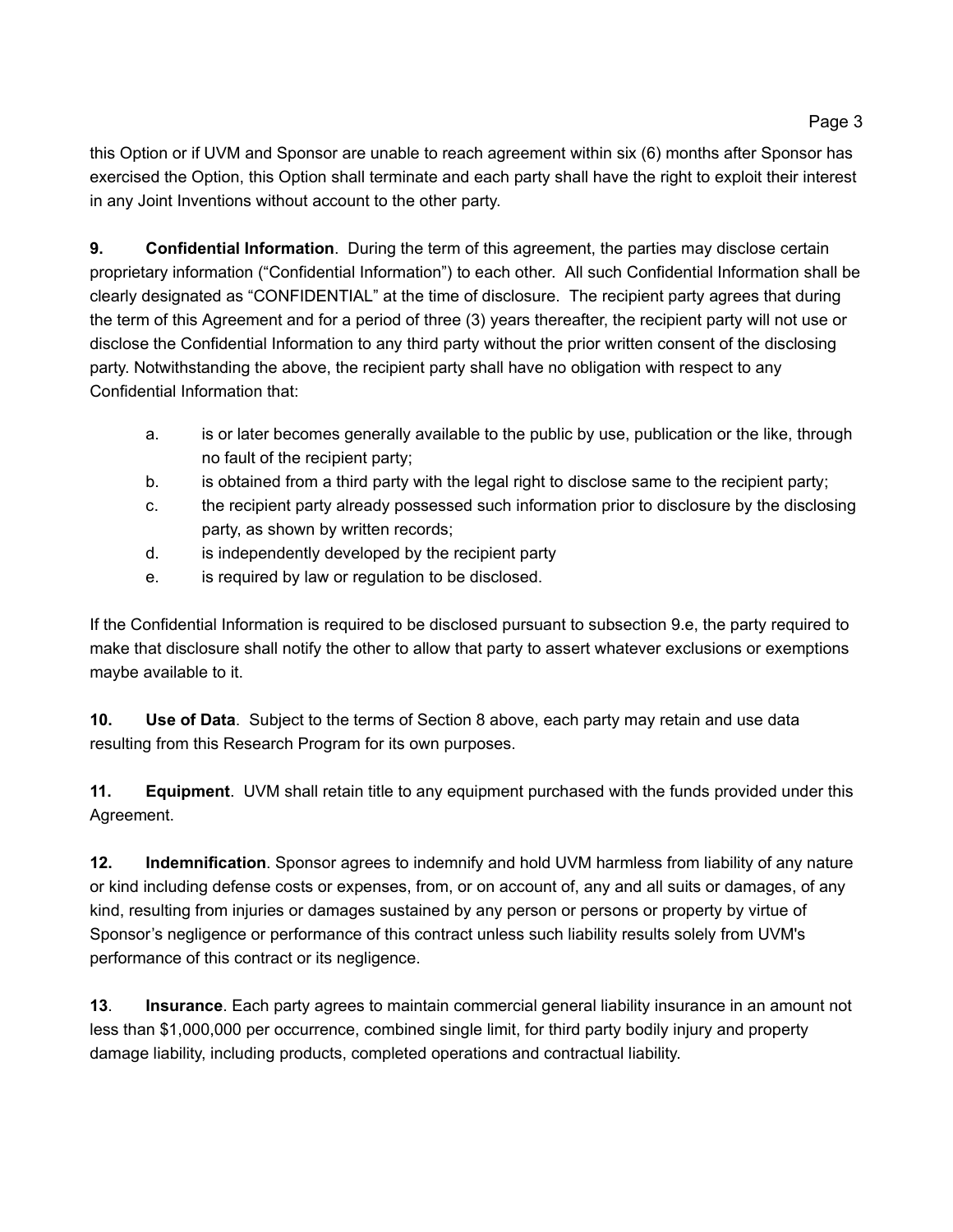this Option or if UVM and Sponsor are unable to reach agreement within six (6) months after Sponsor has exercised the Option, this Option shall terminate and each party shall have the right to exploit their interest in any Joint Inventions without account to the other party.

**9. Confidential Information**. During the term of this agreement, the parties may disclose certain proprietary information ("Confidential Information") to each other. All such Confidential Information shall be clearly designated as "CONFIDENTIAL" at the time of disclosure. The recipient party agrees that during the term of this Agreement and for a period of three (3) years thereafter, the recipient party will not use or disclose the Confidential Information to any third party without the prior written consent of the disclosing party. Notwithstanding the above, the recipient party shall have no obligation with respect to any Confidential Information that:

a. is or later becomes generally available to the public by use, publication or the like, through no fault of the recipient party;
b. is obtained from a third party with the legal right to disclose same to the recipient party;
c. the recipient party already possessed such information prior to disclosure by the disclosing party, as shown by written records;
d. is independently developed by the recipient party
e. is required by law or regulation to be disclosed.

If the Confidential Information is required to be disclosed pursuant to subsection 9.e, the party required to make that disclosure shall notify the other to allow that party to assert whatever exclusions or exemptions maybe available to it.

**10. Use of Data**. Subject to the terms of Section 8 above, each party may retain and use data resulting from this Research Program for its own purposes.

**11. Equipment**. UVM shall retain title to any equipment purchased with the funds provided under this Agreement.

**12. Indemnification**. Sponsor agrees to indemnify and hold UVM harmless from liability of any nature or kind including defense costs or expenses, from, or on account of, any and all suits or damages, of any kind, resulting from injuries or damages sustained by any person or persons or property by virtue of Sponsor's negligence or performance of this contract unless such liability results solely from UVM's performance of this contract or its negligence.

**13. Insurance**. Each party agrees to maintain commercial general liability insurance in an amount not less than $1,000,000 per occurrence, combined single limit, for third party bodily injury and property damage liability, including products, completed operations and contractual liability.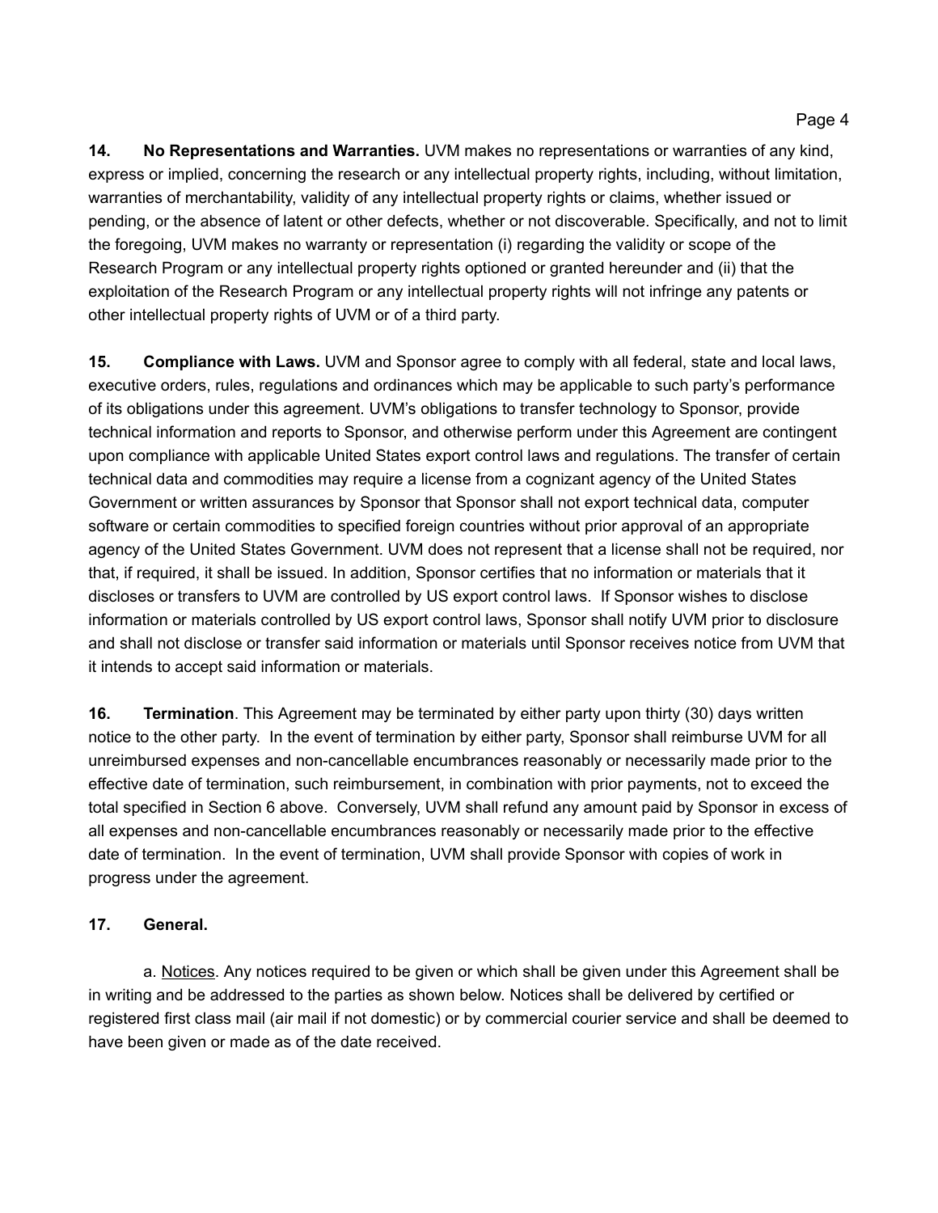**14. No Representations and Warranties.** UVM makes no representations or warranties of any kind, express or implied, concerning the research or any intellectual property rights, including, without limitation, warranties of merchantability, validity of any intellectual property rights or claims, whether issued or pending, or the absence of latent or other defects, whether or not discoverable. Specifically, and not to limit the foregoing, UVM makes no warranty or representation (i) regarding the validity or scope of the Research Program or any intellectual property rights optioned or granted hereunder and (ii) that the exploitation of the Research Program or any intellectual property rights will not infringe any patents or other intellectual property rights of UVM or of a third party.

**15. Compliance with Laws.** UVM and Sponsor agree to comply with all federal, state and local laws, executive orders, rules, regulations and ordinances which may be applicable to such party's performance of its obligations under this agreement. UVM's obligations to transfer technology to Sponsor, provide technical information and reports to Sponsor, and otherwise perform under this Agreement are contingent upon compliance with applicable United States export control laws and regulations. The transfer of certain technical data and commodities may require a license from a cognizant agency of the United States Government or written assurances by Sponsor that Sponsor shall not export technical data, computer software or certain commodities to specified foreign countries without prior approval of an appropriate agency of the United States Government. UVM does not represent that a license shall not be required, nor that, if required, it shall be issued. In addition, Sponsor certifies that no information or materials that it discloses or transfers to UVM are controlled by US export control laws. If Sponsor wishes to disclose information or materials controlled by US export control laws, Sponsor shall notify UVM prior to disclosure and shall not disclose or transfer said information or materials until Sponsor receives notice from UVM that it intends to accept said information or materials.

**16. Termination**. This Agreement may be terminated by either party upon thirty (30) days written notice to the other party. In the event of termination by either party, Sponsor shall reimburse UVM for all unreimbursed expenses and non-cancellable encumbrances reasonably or necessarily made prior to the effective date of termination, such reimbursement, in combination with prior payments, not to exceed the total specified in Section 6 above. Conversely, UVM shall refund any amount paid by Sponsor in excess of all expenses and non-cancellable encumbrances reasonably or necessarily made prior to the effective date of termination. In the event of termination, UVM shall provide Sponsor with copies of work in progress under the agreement.

**17. General.**

a. Notices. Any notices required to be given or which shall be given under this Agreement shall be in writing and be addressed to the parties as shown below. Notices shall be delivered by certified or registered first class mail (air mail if not domestic) or by commercial courier service and shall be deemed to have been given or made as of the date received.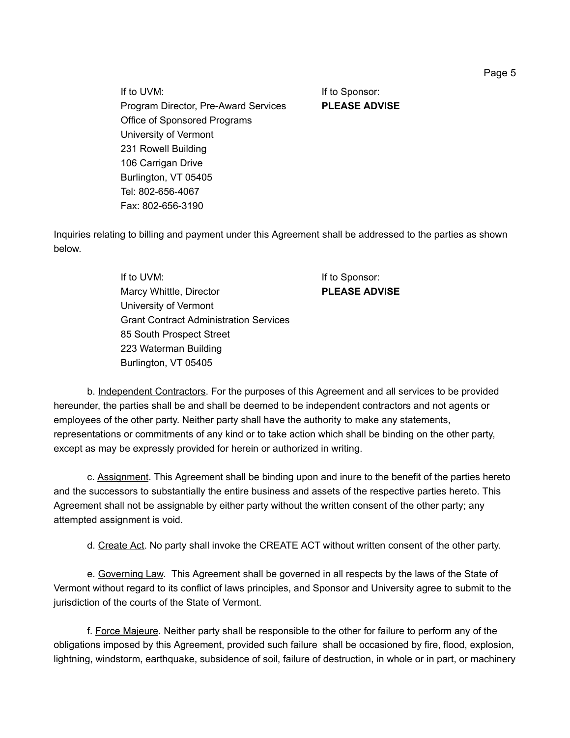| If to UVM: | If to Sponsor: |
| --- | --- |
| Program Director, Pre-Award Services | **PLEASE ADVISE** |
| Office of Sponsored Programs | |
| University of Vermont | |
| 231 Rowell Building | |
| 106 Carrigan Drive | |
| Burlington, VT 05405 | |
| Tel: 802-656-4067 | |
| Fax: 802-656-3190 | |

Inquiries relating to billing and payment under this Agreement shall be addressed to the parties as shown below.

| If to UVM: | If to Sponsor: |
| --- | --- |
| Marcy Whittle, Director | **PLEASE ADVISE** |
| University of Vermont | |
| Grant Contract Administration Services | |
| 85 South Prospect Street | |
| 223 Waterman Building | |
| Burlington, VT 05405 | |

b. <u>Independent Contractors</u>. For the purposes of this Agreement and all services to be provided hereunder, the parties shall be and shall be deemed to be independent contractors and not agents or employees of the other party. Neither party shall have the authority to make any statements, representations or commitments of any kind or to take action which shall be binding on the other party, except as may be expressly provided for herein or authorized in writing.

c. <u>Assignment</u>. This Agreement shall be binding upon and inure to the benefit of the parties hereto and the successors to substantially the entire business and assets of the respective parties hereto. This Agreement shall not be assignable by either party without the written consent of the other party; any attempted assignment is void.

d. <u>Create Act</u>. No party shall invoke the CREATE ACT without written consent of the other party.

e. <u>Governing Law</u>. This Agreement shall be governed in all respects by the laws of the State of Vermont without regard to its conflict of laws principles, and Sponsor and University agree to submit to the jurisdiction of the courts of the State of Vermont.

f. <u>Force Majeure</u>. Neither party shall be responsible to the other for failure to perform any of the obligations imposed by this Agreement, provided such failure shall be occasioned by fire, flood, explosion, lightning, windstorm, earthquake, subsidence of soil, failure of destruction, in whole or in part, or machinery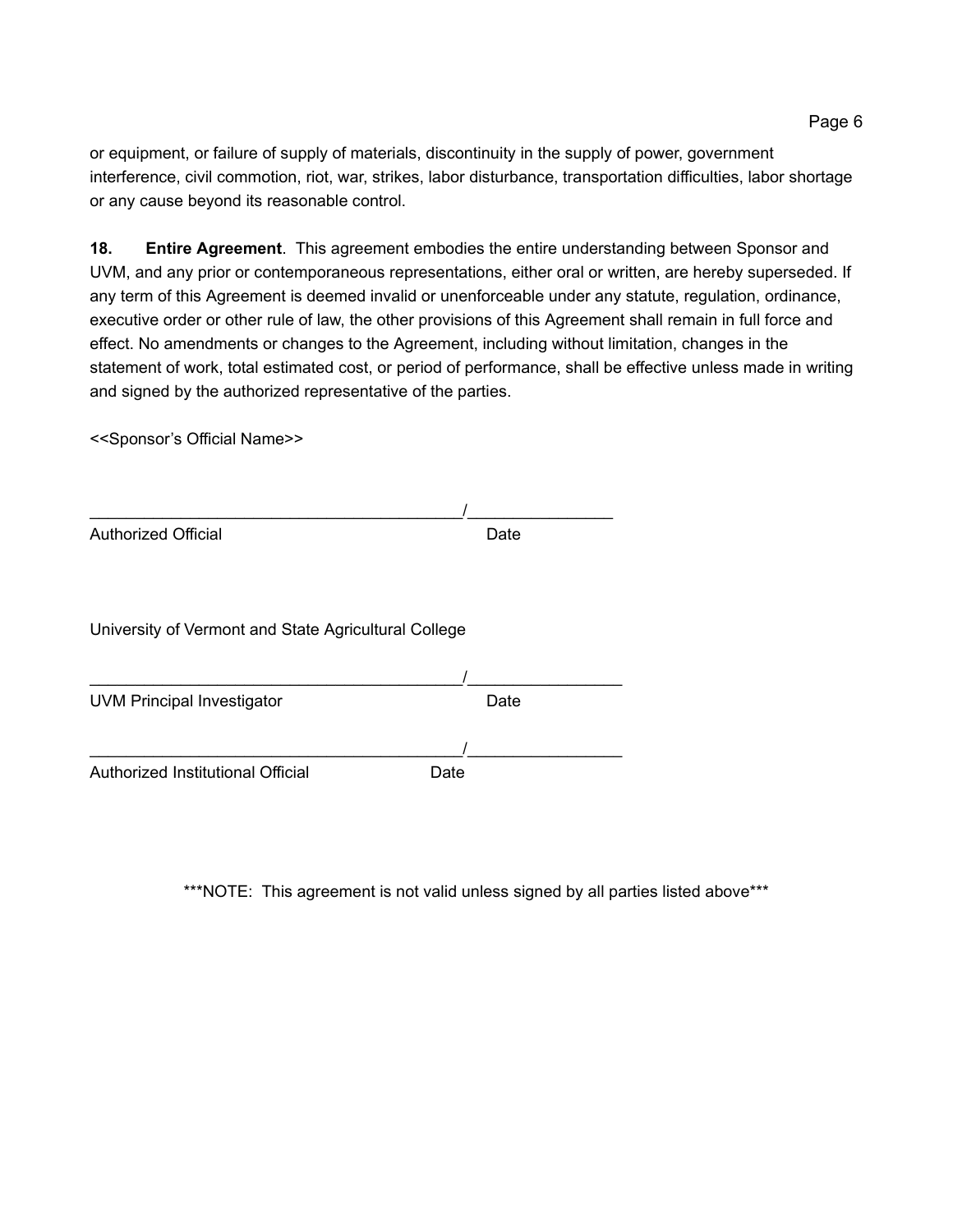or equipment, or failure of supply of materials, discontinuity in the supply of power, government interference, civil commotion, riot, war, strikes, labor disturbance, transportation difficulties, labor shortage or any cause beyond its reasonable control.

**18. Entire Agreement**. This agreement embodies the entire understanding between Sponsor and UVM, and any prior or contemporaneous representations, either oral or written, are hereby superseded. If any term of this Agreement is deemed invalid or unenforceable under any statute, regulation, ordinance, executive order or other rule of law, the other provisions of this Agreement shall remain in full force and effect. No amendments or changes to the Agreement, including without limitation, changes in the statement of work, total estimated cost, or period of performance, shall be effective unless made in writing and signed by the authorized representative of the parties.

<<Sponsor's Official Name>>

_________________________________________/________________

Authorized Official Date

University of Vermont and State Agricultural College

_________________________________________/_________________

UVM Principal Investigator Date

_________________________________________/_________________

Authorized Institutional Official Date

***NOTE: This agreement is not valid unless signed by all parties listed above***